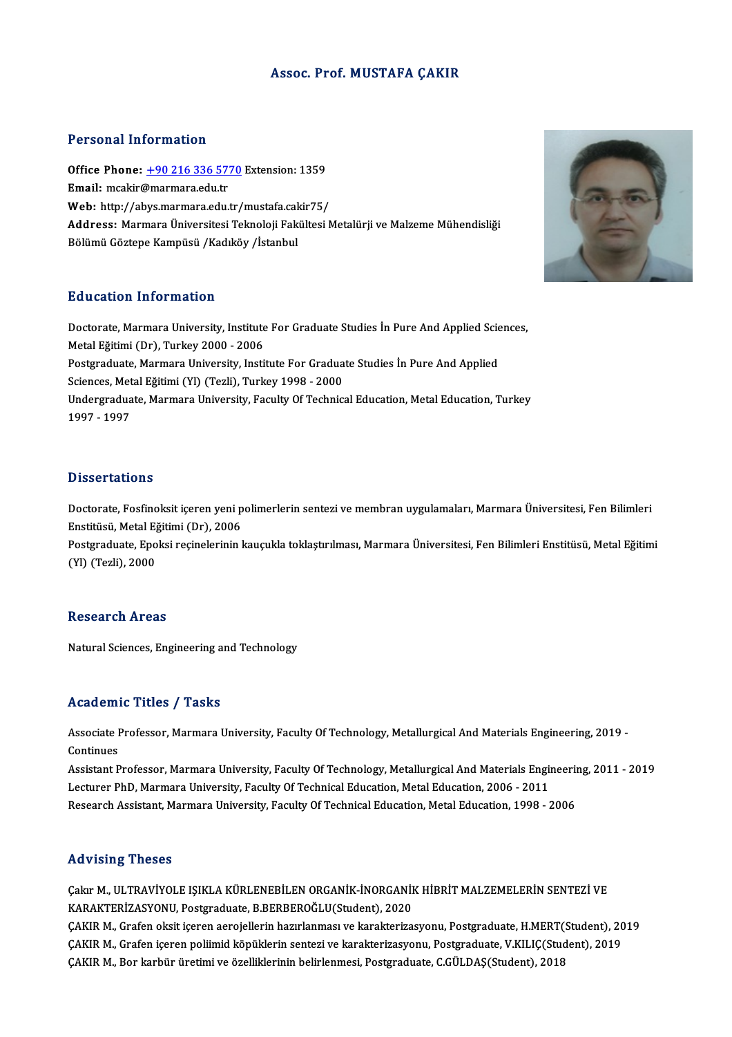# Assoc. Prof. MUSTAFA ÇAKIR

## Personal Information

**Office Phone:** +90 216 336 5770 Extension: 1359
**Email:** mcakir@marmara.edu.tr
**Web:** http://abys.marmara.edu.tr/mustafa.cakir75/
**Address:** Marmara Üniversitesi Teknoloji Fakültesi Metalürji ve Malzeme Mühendisliği Bölümü Göztepe Kampüsü /Kadıköy /İstanbul

## Education Information

Doctorate, Marmara University, Institute For Graduate Studies İn Pure And Applied Sciences, Metal Eğitimi (Dr), Turkey 2000 - 2006
Postgraduate, Marmara University, Institute For Graduate Studies İn Pure And Applied Sciences, Metal Eğitimi (Yl) (Tezli), Turkey 1998 - 2000
Undergraduate, Marmara University, Faculty Of Technical Education, Metal Education, Turkey 1997 - 1997

## Dissertations

Doctorate, Fosfinoksit içeren yeni polimerlerin sentezi ve membran uygulamaları, Marmara Üniversitesi, Fen Bilimleri Enstitüsü, Metal Eğitimi (Dr), 2006
Postgraduate, Epoksi reçinelerinin kauçukla toklaştırılması, Marmara Üniversitesi, Fen Bilimleri Enstitüsü, Metal Eğitimi (Yl) (Tezli), 2000

## Research Areas

Natural Sciences, Engineering and Technology

## Academic Titles / Tasks

Associate Professor, Marmara University, Faculty Of Technology, Metallurgical And Materials Engineering, 2019 - Continues
Assistant Professor, Marmara University, Faculty Of Technology, Metallurgical And Materials Engineering, 2011 - 2019
Lecturer PhD, Marmara University, Faculty Of Technical Education, Metal Education, 2006 - 2011
Research Assistant, Marmara University, Faculty Of Technical Education, Metal Education, 1998 - 2006

## Advising Theses

Çakır M., ULTRAVİYOLE IŞIKLA KÜRLENEBİLEN ORGANİK-İNORGANİK HİBRİT MALZEMELERİN SENTEZİ VE KARAKTERİZASYONU, Postgraduate, B.BERBEROĞLU(Student), 2020
ÇAKIR M., Grafen oksit içeren aerojellerin hazırlanması ve karakterizasyonu, Postgraduate, H.MERT(Student), 2019
ÇAKIR M., Grafen içeren poliimid köpüklerin sentezi ve karakterizasyonu, Postgraduate, V.KILIÇ(Student), 2019
ÇAKIR M., Bor karbür üretimi ve özelliklerinin belirlenmesi, Postgraduate, C.GÜLDAŞ(Student), 2018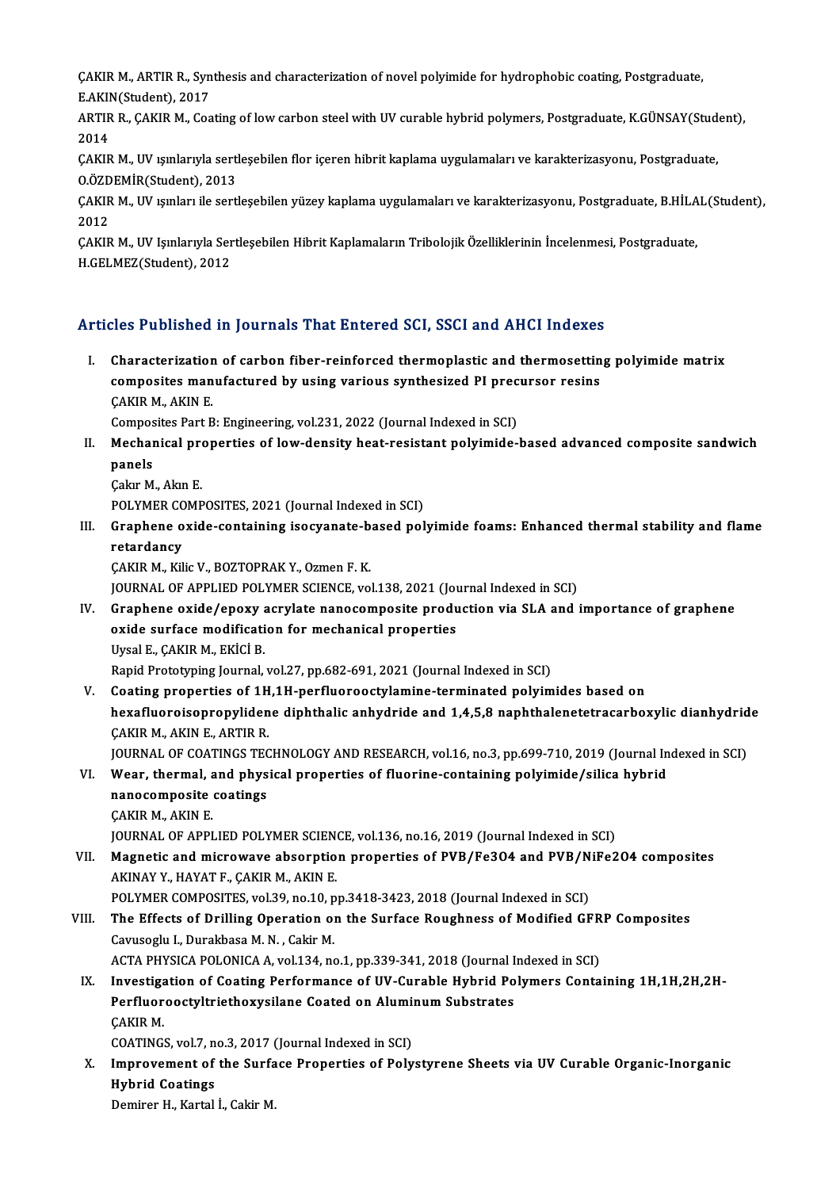ÇAKIR M., ARTIR R., Synthesis and characterization of novel polyimide for hydrophobic coating, Postgraduate, E.AKIN(Student), 2017

ARTIR R., ÇAKIR M., Coating of low carbon steel with UV curable hybrid polymers, Postgraduate, K.GÜNSAY(Student), 2014

ÇAKIR M., UV ışınlarıyla sertleşebilen flor içeren hibrit kaplama uygulamaları ve karakterizasyonu, Postgraduate, O.ÖZDEMİR(Student), 2013

ÇAKIR M., UV ışınları ile sertleşebilen yüzey kaplama uygulamaları ve karakterizasyonu, Postgraduate, B.HİLAL(Student), 2012

ÇAKIR M., UV Işınlarıyla Sertleşebilen Hibrit Kaplamaların Tribolojik Özelliklerinin İncelenmesi, Postgraduate, H.GELMEZ(Student), 2012

## Articles Published in Journals That Entered SCI, SSCI and AHCI Indexes

I. **Characterization of carbon fiber-reinforced thermoplastic and thermosetting polyimide matrix composites manufactured by using various synthesized PI precursor resins**
ÇAKIR M., AKIN E.
Composites Part B: Engineering, vol.231, 2022 (Journal Indexed in SCI)

II. **Mechanical properties of low-density heat-resistant polyimide-based advanced composite sandwich panels**
Çakır M., Akın E.
POLYMER COMPOSITES, 2021 (Journal Indexed in SCI)

III. **Graphene oxide-containing isocyanate-based polyimide foams: Enhanced thermal stability and flame retardancy**
ÇAKIR M., Kilic V., BOZTOPRAK Y., Ozmen F. K.
JOURNAL OF APPLIED POLYMER SCIENCE, vol.138, 2021 (Journal Indexed in SCI)

IV. **Graphene oxide/epoxy acrylate nanocomposite production via SLA and importance of graphene oxide surface modification for mechanical properties**
Uysal E., ÇAKIR M., EKİCİ B.
Rapid Prototyping Journal, vol.27, pp.682-691, 2021 (Journal Indexed in SCI)

V. **Coating properties of 1H,1H-perfluorooctylamine-terminated polyimides based on hexafluoroisopropylidene diphthalic anhydride and 1,4,5,8 naphthalenetetracarboxylic dianhydride**
ÇAKIR M., AKIN E., ARTIR R.
JOURNAL OF COATINGS TECHNOLOGY AND RESEARCH, vol.16, no.3, pp.699-710, 2019 (Journal Indexed in SCI)

VI. **Wear, thermal, and physical properties of fluorine-containing polyimide/silica hybrid nanocomposite coatings**
ÇAKIR M., AKIN E.
JOURNAL OF APPLIED POLYMER SCIENCE, vol.136, no.16, 2019 (Journal Indexed in SCI)

VII. **Magnetic and microwave absorption properties of PVB/$Fe_3O_4$ and PVB/$NiFe_2O_4$ composites**
AKINAY Y., HAYAT F., ÇAKIR M., AKIN E.
POLYMER COMPOSITES, vol.39, no.10, pp.3418-3423, 2018 (Journal Indexed in SCI)

VIII. **The Effects of Drilling Operation on the Surface Roughness of Modified GFRP Composites**
Cavusoglu I., Durakbasa M. N. , Cakir M.
ACTA PHYSICA POLONICA A, vol.134, no.1, pp.339-341, 2018 (Journal Indexed in SCI)

IX. **Investigation of Coating Performance of UV-Curable Hybrid Polymers Containing 1H,1H,2H,2H-Perfluorooctyltriethoxysilane Coated on Aluminum Substrates**
ÇAKIR M.
COATINGS, vol.7, no.3, 2017 (Journal Indexed in SCI)

X. **Improvement of the Surface Properties of Polystyrene Sheets via UV Curable Organic-Inorganic Hybrid Coatings**
Demirer H., Kartal İ., Cakir M.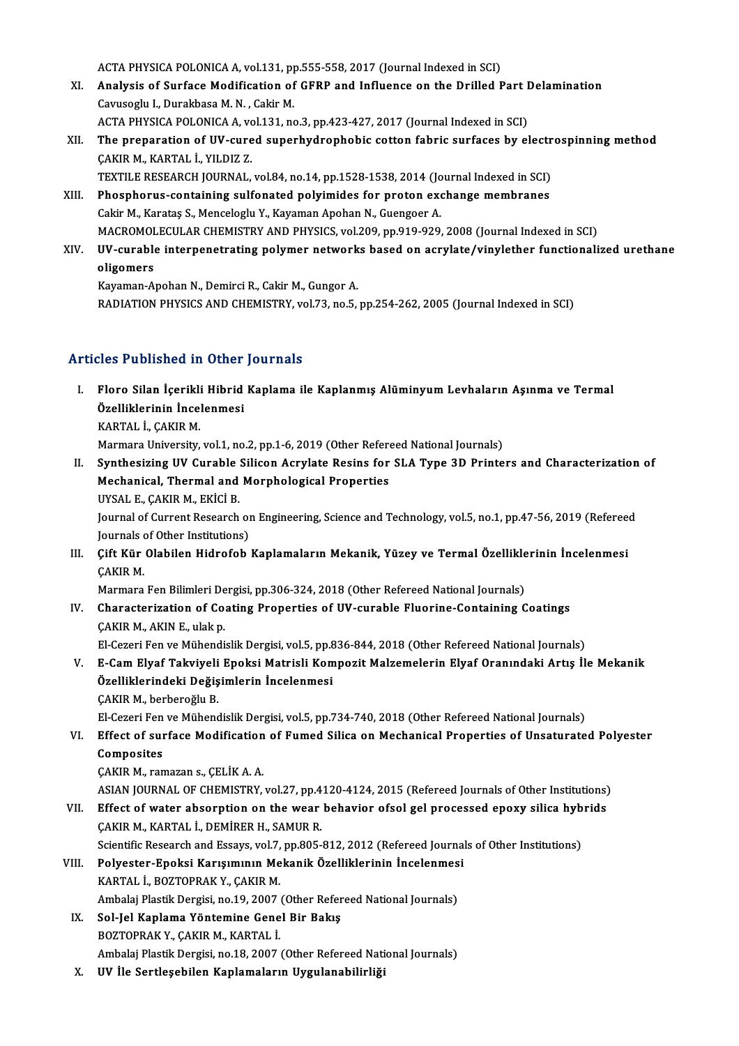ACTA PHYSICA POLONICA A, vol.131, pp.555-558, 2017 (Journal Indexed in SCI)

XI. **Analysis of Surface Modification of GFRP and Influence on the Drilled Part Delamination**
Cavusoglu I., Durakbasa M. N. , Cakir M.
ACTA PHYSICA POLONICA A, vol.131, no.3, pp.423-427, 2017 (Journal Indexed in SCI)

XII. **The preparation of UV-cured superhydrophobic cotton fabric surfaces by electrospinning method**
ÇAKIR M., KARTAL İ., YILDIZ Z.
TEXTILE RESEARCH JOURNAL, vol.84, no.14, pp.1528-1538, 2014 (Journal Indexed in SCI)

XIII. **Phosphorus-containing sulfonated polyimides for proton exchange membranes**
Cakir M., Karataş S., Menceloglu Y., Kayaman Apohan N., Guengoer A.
MACROMOLECULAR CHEMISTRY AND PHYSICS, vol.209, pp.919-929, 2008 (Journal Indexed in SCI)

XIV. **UV-curable interpenetrating polymer networks based on acrylate/vinylether functionalized urethane oligomers**
Kayaman-Apohan N., Demirci R., Cakir M., Gungor A.
RADIATION PHYSICS AND CHEMISTRY, vol.73, no.5, pp.254-262, 2005 (Journal Indexed in SCI)

## Articles Published in Other Journals

I. **Floro Silan İçerikli Hibrid Kaplama ile Kaplanmış Alüminyum Levhaların Aşınma ve Termal Özelliklerinin İncelenmesi**
KARTAL İ., ÇAKIR M.
Marmara University, vol.1, no.2, pp.1-6, 2019 (Other Refereed National Journals)

II. **Synthesizing UV Curable Silicon Acrylate Resins for SLA Type 3D Printers and Characterization of Mechanical, Thermal and Morphological Properties**
UYSAL E., ÇAKIR M., EKİCİ B.
Journal of Current Research on Engineering, Science and Technology, vol.5, no.1, pp.47-56, 2019 (Refereed Journals of Other Institutions)

III. **Çift Kür Olabilen Hidrofob Kaplamaların Mekanik, Yüzey ve Termal Özelliklerinin İncelenmesi**
ÇAKIR M.
Marmara Fen Bilimleri Dergisi, pp.306-324, 2018 (Other Refereed National Journals)

IV. **Characterization of Coating Properties of UV-curable Fluorine-Containing Coatings**
ÇAKIR M., AKIN E., ulak p.
El-Cezeri Fen ve Mühendislik Dergisi, vol.5, pp.836-844, 2018 (Other Refereed National Journals)

V. **E-Cam Elyaf Takviyeli Epoksi Matrisli Kompozit Malzemelerin Elyaf Oranındaki Artış İle Mekanik Özelliklerindeki Değişimlerin İncelenmesi**
ÇAKIR M., berberoğlu B.
El-Cezeri Fen ve Mühendislik Dergisi, vol.5, pp.734-740, 2018 (Other Refereed National Journals)

VI. **Effect of surface Modification of Fumed Silica on Mechanical Properties of Unsaturated Polyester Composites**
ÇAKIR M., ramazan s., ÇELİK A. A.
ASIAN JOURNAL OF CHEMISTRY, vol.27, pp.4120-4124, 2015 (Refereed Journals of Other Institutions)

VII. **Effect of water absorption on the wear behavior ofsol gel processed epoxy silica hybrids**
ÇAKIR M., KARTAL İ., DEMİRER H., SAMUR R.
Scientific Research and Essays, vol.7, pp.805-812, 2012 (Refereed Journals of Other Institutions)

VIII. **Polyester-Epoksi Karışımının Mekanik Özelliklerinin İncelenmesi**
KARTAL İ., BOZTOPRAK Y., ÇAKIR M.
Ambalaj Plastik Dergisi, no.19, 2007 (Other Refereed National Journals)

IX. **Sol-Jel Kaplama Yöntemine Genel Bir Bakış**
BOZTOPRAK Y., ÇAKIR M., KARTAL İ.
Ambalaj Plastik Dergisi, no.18, 2007 (Other Refereed National Journals)

X. **UV İle Sertleşebilen Kaplamaların Uygulanabilirliği**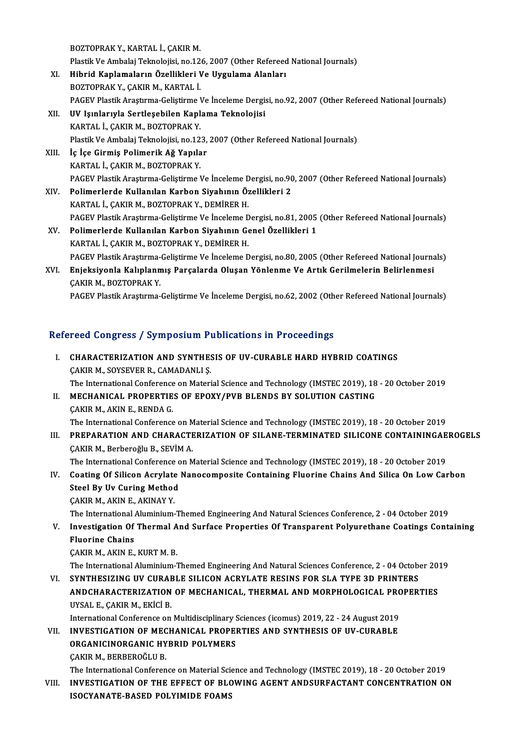BOZTOPRAK Y., KARTAL İ., ÇAKIR M.
Plastik Ve Ambalaj Teknolojisi, no.126, 2007 (Other Refereed National Journals)

XI. **Hibrid Kaplamaların Özellikleri Ve Uygulama Alanları**
BOZTOPRAK Y., ÇAKIR M., KARTAL İ.
PAGEV Plastik Araştırma-Geliştirme Ve İnceleme Dergisi, no.92, 2007 (Other Refereed National Journals)

XII. **UV Işınlarıyla Sertleşebilen Kaplama Teknolojisi**
KARTAL İ., ÇAKIR M., BOZTOPRAK Y.
Plastik Ve Ambalaj Teknolojisi, no.123, 2007 (Other Refereed National Journals)

XIII. **İç İçe Girmiş Polimerik Ağ Yapılar**
KARTAL İ., ÇAKIR M., BOZTOPRAK Y.
PAGEV Plastik Araştırma-Geliştirme Ve İnceleme Dergisi, no.90, 2007 (Other Refereed National Journals)

XIV. **Polimerlerde Kullanılan Karbon Siyahının Özellikleri 2**
KARTAL İ., ÇAKIR M., BOZTOPRAK Y., DEMİRER H.
PAGEV Plastik Araştırma-Geliştirme Ve İnceleme Dergisi, no.81, 2005 (Other Refereed National Journals)

XV. **Polimerlerde Kullanılan Karbon Siyahının Genel Özellikleri 1**
KARTAL İ., ÇAKIR M., BOZTOPRAK Y., DEMİRER H.
PAGEV Plastik Araştırma-Geliştirme Ve İnceleme Dergisi, no.80, 2005 (Other Refereed National Journals)

XVI. **Enjeksiyonla Kalıplanmış Parçalarda Oluşan Yönlenme Ve Artık Gerilmelerin Belirlenmesi**
ÇAKIR M., BOZTOPRAK Y.
PAGEV Plastik Araştırma-Geliştirme Ve İnceleme Dergisi, no.62, 2002 (Other Refereed National Journals)

## Refereed Congress / Symposium Publications in Proceedings

I. **CHARACTERIZATION AND SYNTHESIS OF UV-CURABLE HARD HYBRID COATINGS**
ÇAKIR M., SOYSEVER R., CAMADANLI Ş.
The International Conference on Material Science and Technology (IMSTEC 2019), 18 - 20 October 2019

II. **MECHANICAL PROPERTIES OF EPOXY/PVB BLENDS BY SOLUTION CASTING**
ÇAKIR M., AKIN E., RENDA G.
The International Conference on Material Science and Technology (IMSTEC 2019), 18 - 20 October 2019

III. **PREPARATION AND CHARACTERIZATION OF SILANE-TERMINATED SILICONE CONTAININGAEROGELS**
ÇAKIR M., Berberoğlu B., SEVİM A.
The International Conference on Material Science and Technology (IMSTEC 2019), 18 - 20 October 2019

IV. **Coating Of Silicon Acrylate Nanocomposite Containing Fluorine Chains And Silica On Low Carbon Steel By Uv Curing Method**
ÇAKIR M., AKIN E., AKINAY Y.
The International Aluminium-Themed Engineering And Natural Sciences Conference, 2 - 04 October 2019

V. **Investigation Of Thermal And Surface Properties Of Transparent Polyurethane Coatings Containing Fluorine Chains**
ÇAKIR M., AKIN E., KURT M. B.
The International Aluminium-Themed Engineering And Natural Sciences Conference, 2 - 04 October 2019

VI. **SYNTHESIZING UV CURABLE SILICON ACRYLATE RESINS FOR SLA TYPE 3D PRINTERS ANDCHARACTERIZATION OF MECHANICAL, THERMAL AND MORPHOLOGICAL PROPERTIES**
UYSAL E., ÇAKIR M., EKİCİ B.
International Conference on Multidisciplinary Sciences (icomus) 2019, 22 - 24 August 2019

VII. **INVESTIGATION OF MECHANICAL PROPERTIES AND SYNTHESIS OF UV-CURABLE ORGANICINORGANIC HYBRID POLYMERS**
ÇAKIR M., BERBEROĞLU B.
The International Conference on Material Science and Technology (IMSTEC 2019), 18 - 20 October 2019

VIII. **INVESTIGATION OF THE EFFECT OF BLOWING AGENT ANDSURFACTANT CONCENTRATION ON ISOCYANATE-BASED POLYIMIDE FOAMS**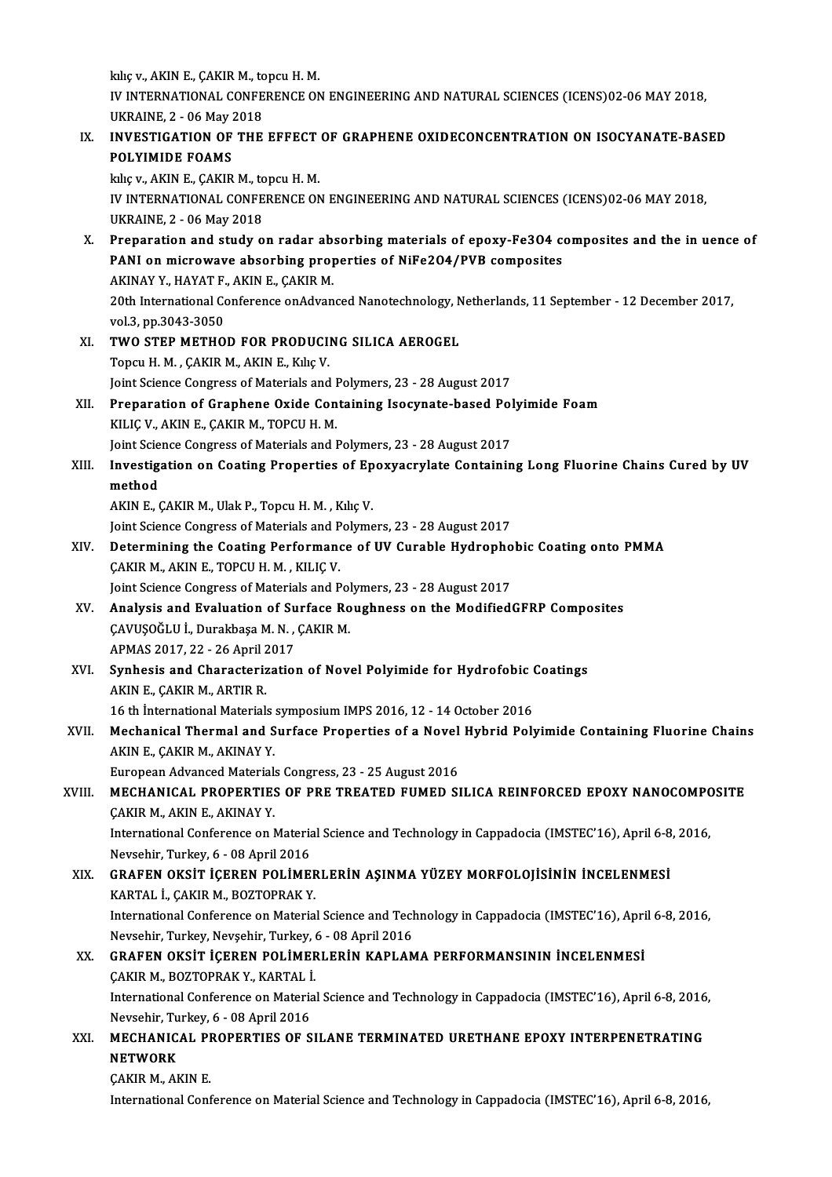kılıç v., AKIN E., ÇAKIR M., topcu H. M.
IV INTERNATIONAL CONFERENCE ON ENGINEERING AND NATURAL SCIENCES (ICENS)02-06 MAY 2018, UKRAINE, 2 - 06 May 2018

IX. **INVESTIGATION OF THE EFFECT OF GRAPHENE OXIDECONCENTRATION ON ISOCYANATE-BASED POLYIMIDE FOAMS**
kılıç v., AKIN E., ÇAKIR M., topcu H. M.
IV INTERNATIONAL CONFERENCE ON ENGINEERING AND NATURAL SCIENCES (ICENS)02-06 MAY 2018, UKRAINE, 2 - 06 May 2018

X. **Preparation and study on radar absorbing materials of epoxy-Fe3O4 composites and the in uence of PANI on microwave absorbing properties of NiFe2O4/PVB composites**
AKINAY Y., HAYAT F., AKIN E., ÇAKIR M.
20th International Conference onAdvanced Nanotechnology, Netherlands, 11 September - 12 December 2017, vol.3, pp.3043-3050

XI. **TWO STEP METHOD FOR PRODUCING SILICA AEROGEL**
Topcu H. M. , ÇAKIR M., AKIN E., Kılıç V.
Joint Science Congress of Materials and Polymers, 23 - 28 August 2017

XII. **Preparation of Graphene Oxide Containing Isocynate-based Polyimide Foam**
KILIÇ V., AKIN E., ÇAKIR M., TOPCU H. M.
Joint Science Congress of Materials and Polymers, 23 - 28 August 2017

XIII. **Investigation on Coating Properties of Epoxyacrylate Containing Long Fluorine Chains Cured by UV method**
AKIN E., ÇAKIR M., Ulak P., Topcu H. M. , Kılıç V.
Joint Science Congress of Materials and Polymers, 23 - 28 August 2017

XIV. **Determining the Coating Performance of UV Curable Hydrophobic Coating onto PMMA**
ÇAKIR M., AKIN E., TOPCU H. M. , KILIÇ V.
Joint Science Congress of Materials and Polymers, 23 - 28 August 2017

XV. **Analysis and Evaluation of Surface Roughness on the ModifiedGFRP Composites**
ÇAVUŞOĞLU İ., Durakbaşa M. N. , ÇAKIR M.
APMAS 2017, 22 - 26 April 2017

XVI. **Synhesis and Characterization of Novel Polyimide for Hydrofobic Coatings**
AKIN E., ÇAKIR M., ARTIR R.
16 th İnternational Materials symposium IMPS 2016, 12 - 14 October 2016

XVII. **Mechanical Thermal and Surface Properties of a Novel Hybrid Polyimide Containing Fluorine Chains**
AKIN E., ÇAKIR M., AKINAY Y.
European Advanced Materials Congress, 23 - 25 August 2016

XVIII. **MECHANICAL PROPERTIES OF PRE TREATED FUMED SILICA REINFORCED EPOXY NANOCOMPOSITE**
ÇAKIR M., AKIN E., AKINAY Y.
International Conference on Material Science and Technology in Cappadocia (IMSTEC'16), April 6-8, 2016, Nevsehir, Turkey, 6 - 08 April 2016

XIX. **GRAFEN OKSİT İÇEREN POLİMERLERİN AŞINMA YÜZEY MORFOLOJİSİNİN İNCELENMESİ**
KARTAL İ., ÇAKIR M., BOZTOPRAK Y.
International Conference on Material Science and Technology in Cappadocia (IMSTEC'16), April 6-8, 2016, Nevsehir, Turkey, Nevşehir, Turkey, 6 - 08 April 2016

XX. **GRAFEN OKSİT İÇEREN POLİMERLERİN KAPLAMA PERFORMANSININ İNCELENMESİ**
ÇAKIR M., BOZTOPRAK Y., KARTAL İ.
International Conference on Material Science and Technology in Cappadocia (IMSTEC'16), April 6-8, 2016, Nevsehir, Turkey, 6 - 08 April 2016

XXI. **MECHANICAL PROPERTIES OF SILANE TERMINATED URETHANE EPOXY INTERPENETRATING NETWORK**
ÇAKIR M., AKIN E.
International Conference on Material Science and Technology in Cappadocia (IMSTEC'16), April 6-8, 2016,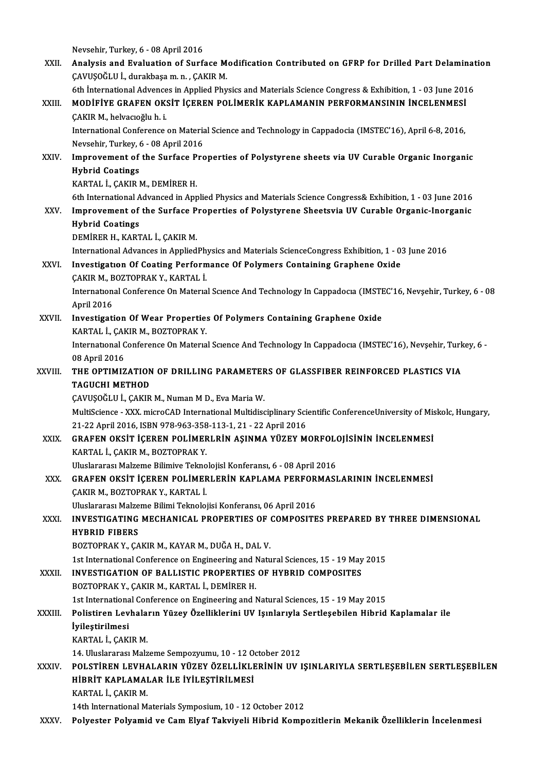Nevsehir, Turkey, 6 - 08 April 2016

XXII. **Analysis and Evaluation of Surface Modification Contributed on GFRP for Drilled Part Delamination**
ÇAVUŞOĞLU İ., durakbaşa m. n. , ÇAKIR M.
6th İnternational Advences in Applied Physics and Materials Science Congress & Exhibition, 1 - 03 June 2016

XXIII. **MODİFİYE GRAFEN OKSİT İÇEREN POLİMERİK KAPLAMANIN PERFORMANSININ İNCELENMESİ**
ÇAKIR M., helvacıoğlu h. i.
International Conference on Material Science and Technology in Cappadocia (IMSTEC'16), April 6-8, 2016, Nevsehir, Turkey, 6 - 08 April 2016

XXIV. **Improvement of the Surface Properties of Polystyrene sheets via UV Curable Organic Inorganic Hybrid Coatings**
KARTAL İ., ÇAKIR M., DEMİRER H.
6th International Advanced in Applied Physics and Materials Science Congress& Exhibition, 1 - 03 June 2016

XXV. **Improvement of the Surface Properties of Polystyrene Sheetsvia UV Curable Organic-Inorganic Hybrid Coatings**
DEMİRER H., KARTAL İ., ÇAKIR M.
International Advances in AppliedPhysics and Materials ScienceCongress Exhibition, 1 - 03 June 2016

XXVI. **Investigatıon Of Coating Performance Of Polymers Containing Graphene Oxide**
ÇAKIR M., BOZTOPRAK Y., KARTAL İ.
Internatıonal Conference On Materıal Scıence And Technology In Cappadocıa (IMSTEC'16, Nevşehir, Turkey, 6 - 08 April 2016

XXVII. **Investigation Of Wear Properties Of Polymers Containing Graphene Oxide**
KARTAL İ., ÇAKIR M., BOZTOPRAK Y.
Internatıonal Conference On Materıal Scıence And Technology In Cappadocıa (IMSTEC'16), Nevşehir, Turkey, 6 - 08 April 2016

XXVIII. **THE OPTIMIZATION OF DRILLING PARAMETERS OF GLASSFIBER REINFORCED PLASTICS VIA TAGUCHI METHOD**
ÇAVUŞOĞLU İ., ÇAKIR M., Numan M D., Eva Maria W.
MultiScience - XXX. microCAD International Multidisciplinary Scientific ConferenceUniversity of Miskolc, Hungary, 21-22 April 2016, ISBN 978-963-358-113-1, 21 - 22 April 2016

XXIX. **GRAFEN OKSİT İÇEREN POLİMERLRİN AŞINMA YÜZEY MORFOLOJİSİNİN İNCELENMESİ**
KARTAL İ., ÇAKIR M., BOZTOPRAK Y.
Uluslararası Malzeme Bilimive Teknolojisl Konferansı, 6 - 08 April 2016

XXX. **GRAFEN OKSİT İÇEREN POLİMERLERİN KAPLAMA PERFORMASLARININ İNCELENMESİ**
ÇAKIR M., BOZTOPRAK Y., KARTAL İ.
Uluslararası Malzeme Bilimi Teknolojisi Konferansı, 06 April 2016

XXXI. **INVESTIGATING MECHANICAL PROPERTIES OF COMPOSITES PREPARED BY THREE DIMENSIONAL HYBRID FIBERS**
BOZTOPRAK Y., ÇAKIR M., KAYAR M., DUĞA H., DAL V.
1st International Conference on Engineering and Natural Sciences, 15 - 19 May 2015

XXXII. **INVESTIGATION OF BALLISTIC PROPERTIES OF HYBRID COMPOSITES**
BOZTOPRAK Y., ÇAKIR M., KARTAL İ., DEMİRER H.
1st International Conference on Engineering and Natural Sciences, 15 - 19 May 2015

XXXIII. **Polistiren Levhaların Yüzey Özelliklerini UV Işınlarıyla Sertleşebilen Hibrid Kaplamalar ile İyileştirilmesi**
KARTAL İ., ÇAKIR M.
14. Uluslararası Malzeme Sempozyumu, 10 - 12 October 2012

XXXIV. **POLSTİREN LEVHALARIN YÜZEY ÖZELLİKLERİNİN UV IŞINLARIYLA SERTLEŞEBİLEN SERTLEŞEBİLEN HİBRİT KAPLAMALAR İLE İYİLEŞTİRİLMESİ**
KARTAL İ., ÇAKIR M.
14th lnternational Materials Symposium, 10 - 12 October 2012

XXXV. **Polyester Polyamid ve Cam Elyaf Takviyeli Hibrid Kompozitlerin Mekanik Özelliklerin İncelenmesi**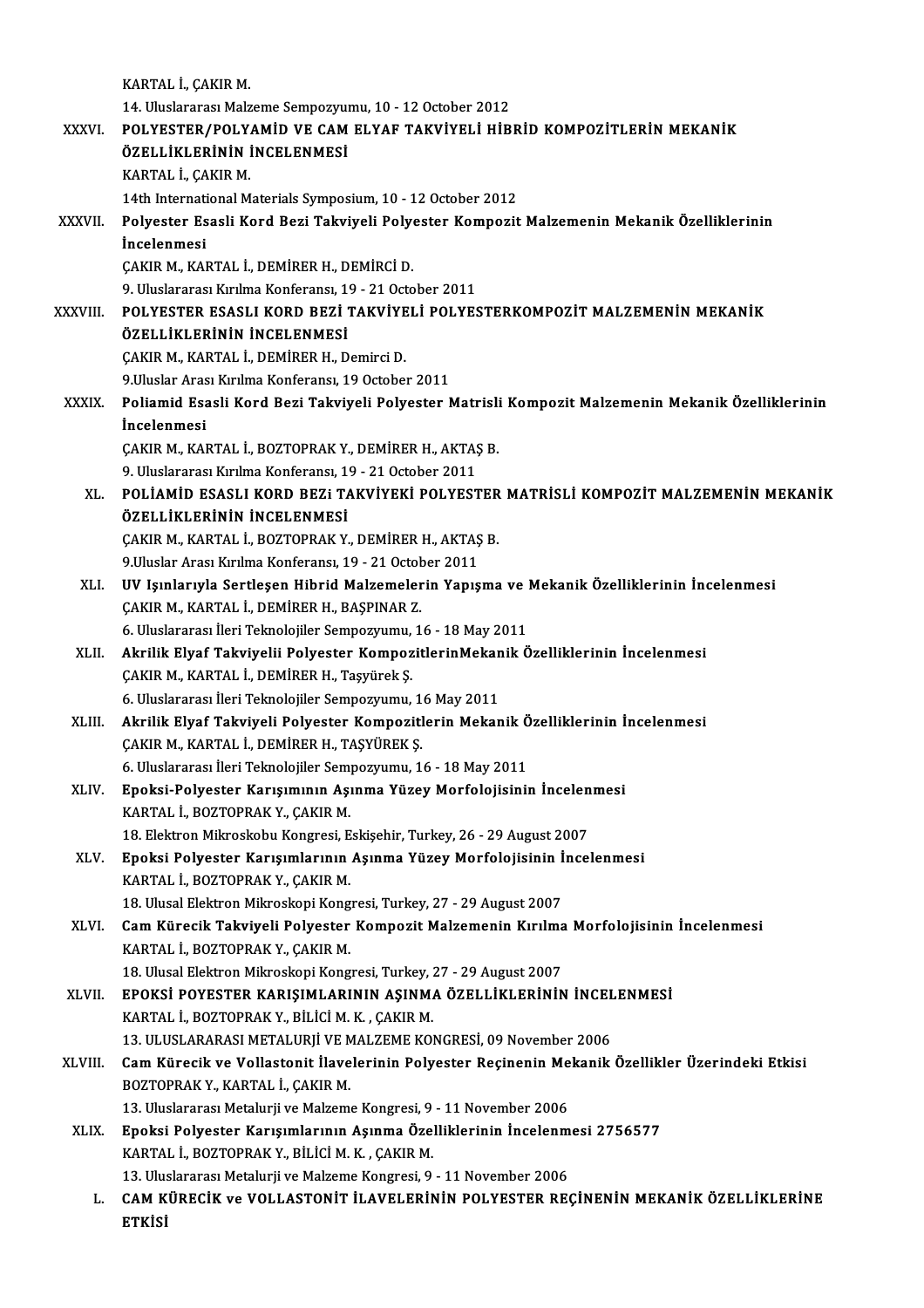KARTAL İ., ÇAKIR M.
14. Uluslararası Malzeme Sempozyumu, 10 - 12 October 2012

XXXVI. **POLYESTER/POLYAMİD VE CAM ELYAF TAKVİYELİ HİBRİD KOMPOZİTLERİN MEKANİK ÖZELLİKLERİNİN İNCELENMESİ**
KARTAL İ., ÇAKIR M.
14th International Materials Symposium, 10 - 12 October 2012

XXXVII. **Polyester Esasli Kord Bezi Takviyeli Polyester Kompozit Malzemenin Mekanik Özelliklerinin İncelenmesi**
ÇAKIR M., KARTAL İ., DEMİRER H., DEMİRCİ D.
9. Uluslararası Kırılma Konferansı, 19 - 21 October 2011

XXXVIII. **POLYESTER ESASLI KORD BEZİ TAKVİYELİ POLYESTERKOMPOZİT MALZEMENİN MEKANİK ÖZELLİKLERİNİN İNCELENMESİ**
ÇAKIR M., KARTAL İ., DEMİRER H., Demirci D.
9.Uluslar Arası Kırılma Konferansı, 19 October 2011

XXXIX. **Poliamid Esasli Kord Bezi Takviyeli Polyester Matrisli Kompozit Malzemenin Mekanik Özelliklerinin İncelenmesi**
ÇAKIR M., KARTAL İ., BOZTOPRAK Y., DEMİRER H., AKTAŞ B.
9. Uluslararası Kırılma Konferansı, 19 - 21 October 2011

XL. **POLİAMİD ESASLI KORD BEZi TAKVİYEKİ POLYESTER MATRİSLİ KOMPOZİT MALZEMENİN MEKANİK ÖZELLİKLERİNİN İNCELENMESİ**
ÇAKIR M., KARTAL İ., BOZTOPRAK Y., DEMİRER H., AKTAŞ B.
9.Uluslar Arası Kırılma Konferansı, 19 - 21 October 2011

XLI. **UV Işınlarıyla Sertleşen Hibrid Malzemelerin Yapışma ve Mekanik Özelliklerinin İncelenmesi**
ÇAKIR M., KARTAL İ., DEMİRER H., BAŞPINAR Z.
6. Uluslararası İleri Teknolojiler Sempozyumu, 16 - 18 May 2011

XLII. **Akrilik Elyaf Takviyelii Polyester KompozitlerinMekanik Özelliklerinin İncelenmesi**
ÇAKIR M., KARTAL İ., DEMİRER H., Taşyürek Ş.
6. Uluslararası İleri Teknolojiler Sempozyumu, 16 May 2011

XLIII. **Akrilik Elyaf Takviyeli Polyester Kompozitlerin Mekanik Özelliklerinin İncelenmesi**
ÇAKIR M., KARTAL İ., DEMİRER H., TAŞYÜREK Ş.
6. Uluslararası İleri Teknolojiler Sempozyumu, 16 - 18 May 2011

XLIV. **Epoksi-Polyester Karışımının Aşınma Yüzey Morfolojisinin İncelenmesi**
KARTAL İ., BOZTOPRAK Y., ÇAKIR M.
18. Elektron Mikroskobu Kongresi, Eskişehir, Turkey, 26 - 29 August 2007

XLV. **Epoksi Polyester Karışımlarının Aşınma Yüzey Morfolojisinin İncelenmesi**
KARTAL İ., BOZTOPRAK Y., ÇAKIR M.
18. Ulusal Elektron Mikroskopi Kongresi, Turkey, 27 - 29 August 2007

XLVI. **Cam Kürecik Takviyeli Polyester Kompozit Malzemenin Kırılma Morfolojisinin İncelenmesi**
KARTAL İ., BOZTOPRAK Y., ÇAKIR M.
18. Ulusal Elektron Mikroskopi Kongresi, Turkey, 27 - 29 August 2007

XLVII. **EPOKSİ POYESTER KARIŞIMLARININ AŞINMA ÖZELLİKLERİNİN İNCELENMESİ**
KARTAL İ., BOZTOPRAK Y., BİLİCİ M. K. , ÇAKIR M.
13. ULUSLARARASI METALURJİ VE MALZEME KONGRESİ, 09 November 2006

XLVIII. **Cam Kürecik ve Vollastonit İlavelerinin Polyester Reçinenin Mekanik Özellikler Üzerindeki Etkisi**
BOZTOPRAK Y., KARTAL İ., ÇAKIR M.
13. Uluslararası Metalurji ve Malzeme Kongresi, 9 - 11 November 2006

XLIX. **Epoksi Polyester Karışımlarının Aşınma Özelliklerinin İncelenmesi 2756577**
KARTAL İ., BOZTOPRAK Y., BİLİCİ M. K. , ÇAKIR M.
13. Uluslararası Metalurji ve Malzeme Kongresi, 9 - 11 November 2006

L. **CAM KÜRECİK ve VOLLASTONİT İLAVELERİNİN POLYESTER REÇİNENİN MEKANİK ÖZELLİKLERİNE ETKİSİ**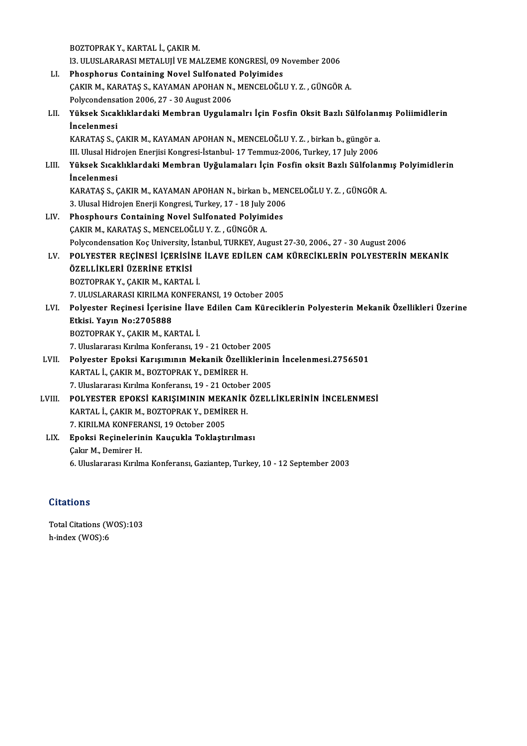BOZTOPRAK Y., KARTAL İ., ÇAKIR M.
l3. ULUSLARARASI METALUJİ VE MALZEME KONGRESİ, 09 November 2006

LI. **Phosphorus Containing Novel Sulfonated Polyimides**
ÇAKIR M., KARATAŞ S., KAYAMAN APOHAN N., MENCELOĞLU Y. Z. , GÜNGÖR A.
Polycondensation 2006, 27 - 30 August 2006

LII. **Yüksek Sıcaklıklardaki Membran Uygulamalrı İçin Fosfin Oksit Bazlı Sülfolanmış Poliimidlerin İncelenmesi**
KARATAŞ S., ÇAKIR M., KAYAMAN APOHAN N., MENCELOĞLU Y. Z. , birkan b., güngör a.
III. Ulusal Hidrojen Enerjisi Kongresi-İstanbul- 17 Temmuz-2006, Turkey, 17 July 2006

LIII. **Yüksek Sıcaklıklardaki Membran Uyğulamaları İçin Fosfin oksit Bazlı Sülfolanmış Polyimidlerin İncelenmesi**
KARATAŞ S., ÇAKIR M., KAYAMAN APOHAN N., birkan b., MENCELOĞLU Y. Z. , GÜNGÖR A.
3. Ulusal Hidrojen Enerji Kongresi, Turkey, 17 - 18 July 2006

LIV. **Phosphours Containing Novel Sulfonated Polyimides**
ÇAKIR M., KARATAŞ S., MENCELOĞLU Y. Z. , GÜNGÖR A.
Polycondensation Koç University, İstanbul, TURKEY, August 27-30, 2006., 27 - 30 August 2006

LV. **POLYESTER REÇİNESİ İÇERİSİNE İLAVE EDİLEN CAM KÜRECİKLERİN POLYESTERİN MEKANİK ÖZELLİKLERİ ÜZERİNE ETKİSİ**
BOZTOPRAK Y., ÇAKIR M., KARTAL İ.
7. ULUSLARARASI KIRILMA KONFERANSI, 19 October 2005

LVI. **Polyester Reçinesi İçerisine İlave Edilen Cam Küreciklerin Polyesterin Mekanik Özellikleri Üzerine Etkisi. Yayın No:2705888**
BOZTOPRAK Y., ÇAKIR M., KARTAL İ.
7. Uluslararası Kırılma Konferansı, 19 - 21 October 2005

LVII. **Polyester Epoksi Karışımının Mekanik Özelliklerinin İncelenmesi.2756501**
KARTAL İ., ÇAKIR M., BOZTOPRAK Y., DEMİRER H.
7. Uluslararası Kırılma Konferansı, 19 - 21 October 2005

LVIII. **POLYESTER EPOKSİ KARIŞIMININ MEKANİK ÖZELLİKLERİNİN İNCELENMESİ**
KARTAL İ., ÇAKIR M., BOZTOPRAK Y., DEMİRER H.
7. KIRILMA KONFERANSI, 19 October 2005

LIX. **Epoksi Reçinelerinin Kauçukla Toklaştırılması**
Çakır M., Demirer H.
6. Uluslararası Kırılma Konferansı, Gaziantep, Turkey, 10 - 12 September 2003

## Citations

Total Citations (WOS):103
h-index (WOS):6